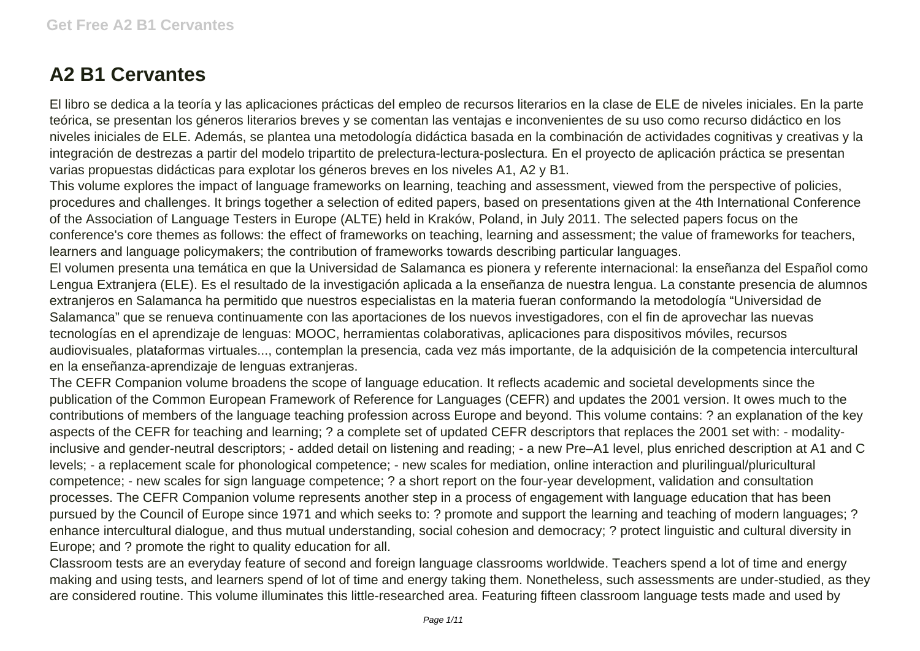# A2 B1 Cervantes

El libro se dedica a la teoría y las aplicaciones prácticas del empleo de recursos literarios en la clase de ELE de niveles iniciales. En la parte teórica, se presentan los géneros literarios breves y se comentan las ventajas e inconvenientes de su uso como recurso didáctico en los niveles iniciales de ELE. Además, se plantea una metodología didáctica basada en la combinación de actividades cognitivas y creativas y la integración de destrezas a partir del modelo tripartito de prelectura-lectura-poslectura. En el proyecto de aplicación práctica se presentan varias propuestas didácticas para explotar los géneros breves en los niveles A1, A2 y B1.

This volume explores the impact of language frameworks on learning, teaching and assessment, viewed from the perspective of policies, procedures and challenges. It brings together a selection of edited papers, based on presentations given at the 4th International Conference of the Association of Language Testers in Europe (ALTE) held in Kraków, Poland, in July 2011. The selected papers focus on the conference's core themes as follows: the effect of frameworks on teaching, learning and assessment; the value of frameworks for teachers, learners and language policymakers; the contribution of frameworks towards describing particular languages.

El volumen presenta una temática en que la Universidad de Salamanca es pionera y referente internacional: la enseñanza del Español como Lengua Extranjera (ELE). Es el resultado de la investigación aplicada a la enseñanza de nuestra lengua. La constante presencia de alumnos extranjeros en Salamanca ha permitido que nuestros especialistas en la materia fueran conformando la metodología "Universidad de Salamanca" que se renueva continuamente con las aportaciones de los nuevos investigadores, con el fin de aprovechar las nuevas tecnologías en el aprendizaje de lenguas: MOOC, herramientas colaborativas, aplicaciones para dispositivos móviles, recursos audiovisuales, plataformas virtuales..., contemplan la presencia, cada vez más importante, de la adquisición de la competencia intercultural en la enseñanza-aprendizaje de lenguas extranjeras.

The CEFR Companion volume broadens the scope of language education. It reflects academic and societal developments since the publication of the Common European Framework of Reference for Languages (CEFR) and updates the 2001 version. It owes much to the contributions of members of the language teaching profession across Europe and beyond. This volume contains: ? an explanation of the key aspects of the CEFR for teaching and learning; ? a complete set of updated CEFR descriptors that replaces the 2001 set with: - modality-inclusive and gender-neutral descriptors; - added detail on listening and reading; - a new Pre–A1 level, plus enriched description at A1 and C levels; - a replacement scale for phonological competence; - new scales for mediation, online interaction and plurilingual/pluricultural competence; - new scales for sign language competence; ? a short report on the four-year development, validation and consultation processes. The CEFR Companion volume represents another step in a process of engagement with language education that has been pursued by the Council of Europe since 1971 and which seeks to: ? promote and support the learning and teaching of modern languages; ? enhance intercultural dialogue, and thus mutual understanding, social cohesion and democracy; ? protect linguistic and cultural diversity in Europe; and ? promote the right to quality education for all.

Classroom tests are an everyday feature of second and foreign language classrooms worldwide. Teachers spend a lot of time and energy making and using tests, and learners spend of lot of time and energy taking them. Nonetheless, such assessments are under-studied, as they are considered routine. This volume illuminates this little-researched area. Featuring fifteen classroom language tests made and used by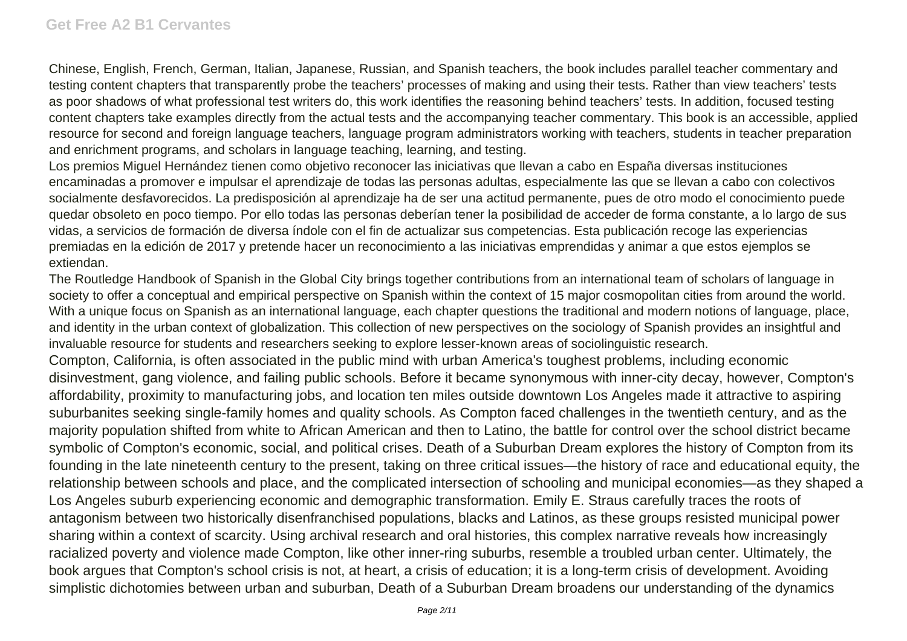Chinese, English, French, German, Italian, Japanese, Russian, and Spanish teachers, the book includes parallel teacher commentary and testing content chapters that transparently probe the teachers' processes of making and using their tests. Rather than view teachers' tests as poor shadows of what professional test writers do, this work identifies the reasoning behind teachers' tests. In addition, focused testing content chapters take examples directly from the actual tests and the accompanying teacher commentary. This book is an accessible, applied resource for second and foreign language teachers, language program administrators working with teachers, students in teacher preparation and enrichment programs, and scholars in language teaching, learning, and testing.

Los premios Miguel Hernández tienen como objetivo reconocer las iniciativas que llevan a cabo en España diversas instituciones encaminadas a promover e impulsar el aprendizaje de todas las personas adultas, especialmente las que se llevan a cabo con colectivos socialmente desfavorecidos. La predisposición al aprendizaje ha de ser una actitud permanente, pues de otro modo el conocimiento puede quedar obsoleto en poco tiempo. Por ello todas las personas deberían tener la posibilidad de acceder de forma constante, a lo largo de sus vidas, a servicios de formación de diversa índole con el fin de actualizar sus competencias. Esta publicación recoge las experiencias premiadas en la edición de 2017 y pretende hacer un reconocimiento a las iniciativas emprendidas y animar a que estos ejemplos se extiendan.

The Routledge Handbook of Spanish in the Global City brings together contributions from an international team of scholars of language in society to offer a conceptual and empirical perspective on Spanish within the context of 15 major cosmopolitan cities from around the world. With a unique focus on Spanish as an international language, each chapter questions the traditional and modern notions of language, place, and identity in the urban context of globalization. This collection of new perspectives on the sociology of Spanish provides an insightful and invaluable resource for students and researchers seeking to explore lesser-known areas of sociolinguistic research.

Compton, California, is often associated in the public mind with urban America's toughest problems, including economic disinvestment, gang violence, and failing public schools. Before it became synonymous with inner-city decay, however, Compton's affordability, proximity to manufacturing jobs, and location ten miles outside downtown Los Angeles made it attractive to aspiring suburbanites seeking single-family homes and quality schools. As Compton faced challenges in the twentieth century, and as the majority population shifted from white to African American and then to Latino, the battle for control over the school district became symbolic of Compton's economic, social, and political crises. Death of a Suburban Dream explores the history of Compton from its founding in the late nineteenth century to the present, taking on three critical issues—the history of race and educational equity, the relationship between schools and place, and the complicated intersection of schooling and municipal economies—as they shaped a Los Angeles suburb experiencing economic and demographic transformation. Emily E. Straus carefully traces the roots of antagonism between two historically disenfranchised populations, blacks and Latinos, as these groups resisted municipal power sharing within a context of scarcity. Using archival research and oral histories, this complex narrative reveals how increasingly racialized poverty and violence made Compton, like other inner-ring suburbs, resemble a troubled urban center. Ultimately, the book argues that Compton's school crisis is not, at heart, a crisis of education; it is a long-term crisis of development. Avoiding simplistic dichotomies between urban and suburban, Death of a Suburban Dream broadens our understanding of the dynamics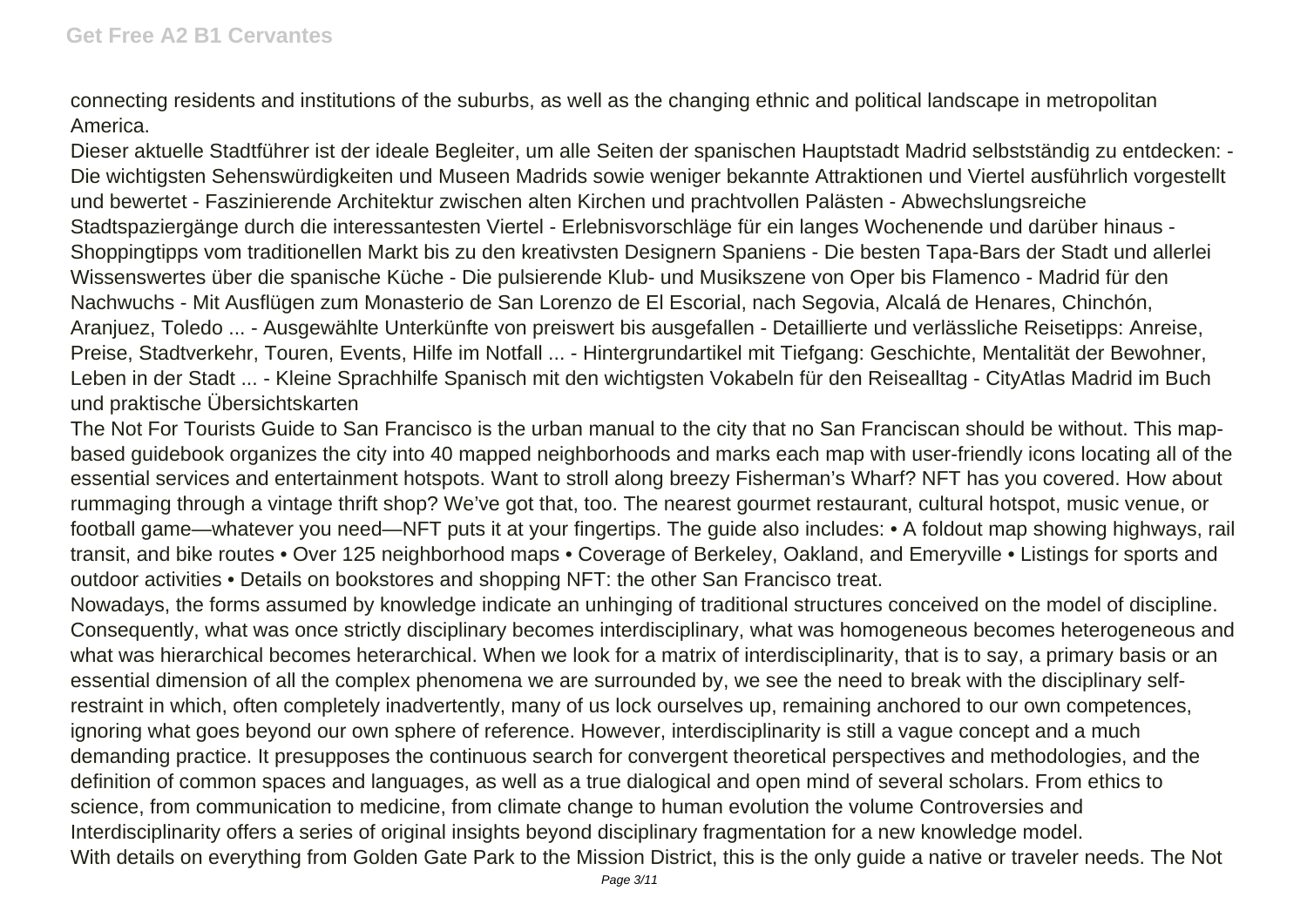connecting residents and institutions of the suburbs, as well as the changing ethnic and political landscape in metropolitan America.

Dieser aktuelle Stadtführer ist der ideale Begleiter, um alle Seiten der spanischen Hauptstadt Madrid selbstständig zu entdecken: - Die wichtigsten Sehenswürdigkeiten und Museen Madrids sowie weniger bekannte Attraktionen und Viertel ausführlich vorgestellt und bewertet - Faszinierende Architektur zwischen alten Kirchen und prachtvollen Palästen - Abwechslungsreiche Stadtspaziergänge durch die interessantesten Viertel - Erlebnisvorschläge für ein langes Wochenende und darüber hinaus - Shoppingtipps vom traditionellen Markt bis zu den kreativsten Designern Spaniens - Die besten Tapa-Bars der Stadt und allerlei Wissenswertes über die spanische Küche - Die pulsierende Klub- und Musikszene von Oper bis Flamenco - Madrid für den Nachwuchs - Mit Ausflügen zum Monasterio de San Lorenzo de El Escorial, nach Segovia, Alcalá de Henares, Chinchón, Aranjuez, Toledo ... - Ausgewählte Unterkünfte von preiswert bis ausgefallen - Detaillierte und verlässliche Reisetipps: Anreise, Preise, Stadtverkehr, Touren, Events, Hilfe im Notfall ... - Hintergrundartikel mit Tiefgang: Geschichte, Mentalität der Bewohner, Leben in der Stadt ... - Kleine Sprachhilfe Spanisch mit den wichtigsten Vokabeln für den Reisealltag - CityAtlas Madrid im Buch und praktische Übersichtskarten

The Not For Tourists Guide to San Francisco is the urban manual to the city that no San Franciscan should be without. This map-based guidebook organizes the city into 40 mapped neighborhoods and marks each map with user-friendly icons locating all of the essential services and entertainment hotspots. Want to stroll along breezy Fisherman's Wharf? NFT has you covered. How about rummaging through a vintage thrift shop? We've got that, too. The nearest gourmet restaurant, cultural hotspot, music venue, or football game—whatever you need—NFT puts it at your fingertips. The guide also includes: • A foldout map showing highways, rail transit, and bike routes • Over 125 neighborhood maps • Coverage of Berkeley, Oakland, and Emeryville • Listings for sports and outdoor activities • Details on bookstores and shopping NFT: the other San Francisco treat.

Nowadays, the forms assumed by knowledge indicate an unhinging of traditional structures conceived on the model of discipline. Consequently, what was once strictly disciplinary becomes interdisciplinary, what was homogeneous becomes heterogeneous and what was hierarchical becomes heterarchical. When we look for a matrix of interdisciplinarity, that is to say, a primary basis or an essential dimension of all the complex phenomena we are surrounded by, we see the need to break with the disciplinary self-restraint in which, often completely inadvertently, many of us lock ourselves up, remaining anchored to our own competences, ignoring what goes beyond our own sphere of reference. However, interdisciplinarity is still a vague concept and a much demanding practice. It presupposes the continuous search for convergent theoretical perspectives and methodologies, and the definition of common spaces and languages, as well as a true dialogical and open mind of several scholars. From ethics to science, from communication to medicine, from climate change to human evolution the volume Controversies and Interdisciplinarity offers a series of original insights beyond disciplinary fragmentation for a new knowledge model.

With details on everything from Golden Gate Park to the Mission District, this is the only guide a native or traveler needs. The Not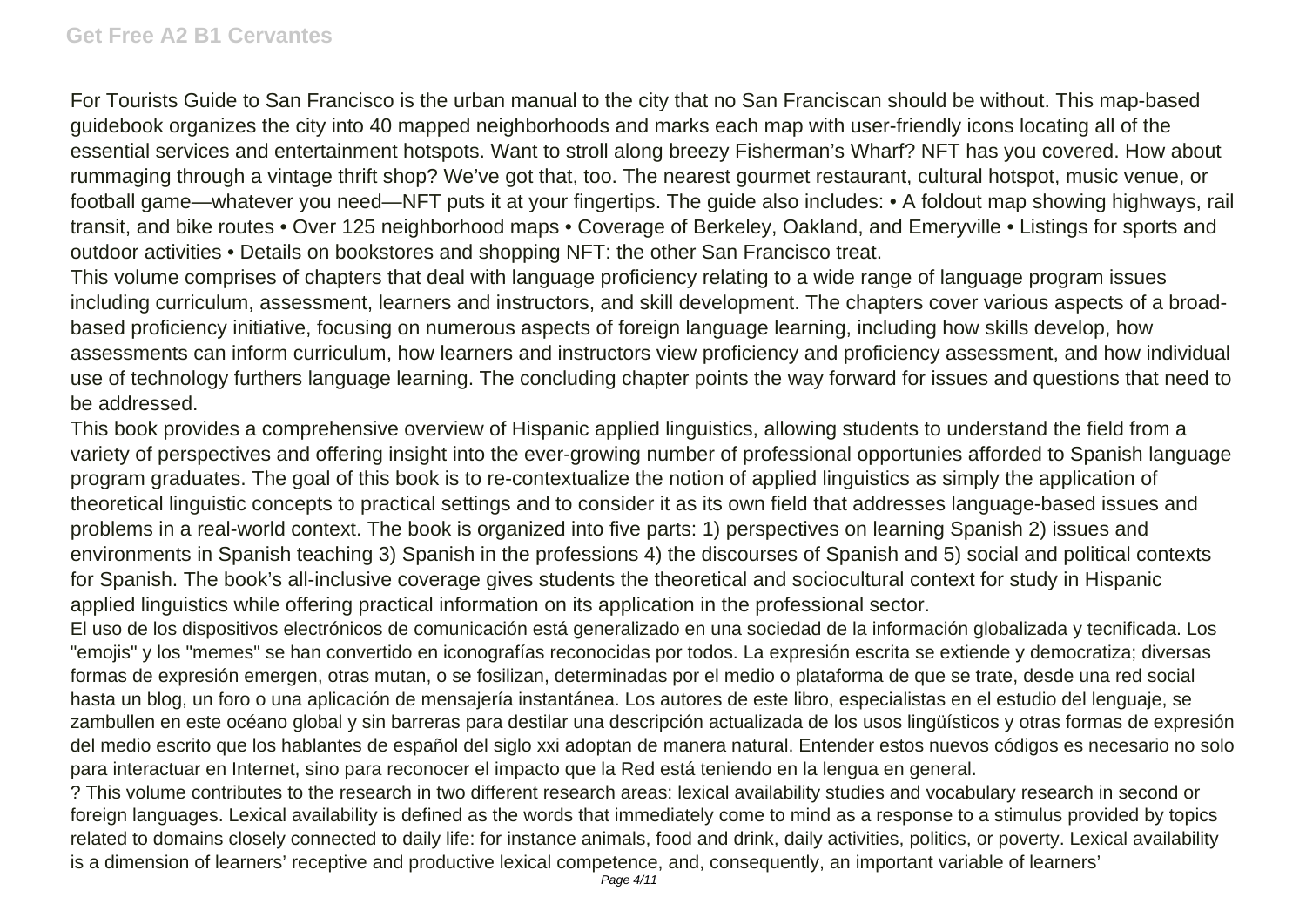For Tourists Guide to San Francisco is the urban manual to the city that no San Franciscan should be without. This map-based guidebook organizes the city into 40 mapped neighborhoods and marks each map with user-friendly icons locating all of the essential services and entertainment hotspots. Want to stroll along breezy Fisherman's Wharf? NFT has you covered. How about rummaging through a vintage thrift shop? We've got that, too. The nearest gourmet restaurant, cultural hotspot, music venue, or football game—whatever you need—NFT puts it at your fingertips. The guide also includes: • A foldout map showing highways, rail transit, and bike routes • Over 125 neighborhood maps • Coverage of Berkeley, Oakland, and Emeryville • Listings for sports and outdoor activities • Details on bookstores and shopping NFT: the other San Francisco treat.

This volume comprises of chapters that deal with language proficiency relating to a wide range of language program issues including curriculum, assessment, learners and instructors, and skill development. The chapters cover various aspects of a broad-based proficiency initiative, focusing on numerous aspects of foreign language learning, including how skills develop, how assessments can inform curriculum, how learners and instructors view proficiency and proficiency assessment, and how individual use of technology furthers language learning. The concluding chapter points the way forward for issues and questions that need to be addressed.

This book provides a comprehensive overview of Hispanic applied linguistics, allowing students to understand the field from a variety of perspectives and offering insight into the ever-growing number of professional opportunities afforded to Spanish language program graduates. The goal of this book is to re-contextualize the notion of applied linguistics as simply the application of theoretical linguistic concepts to practical settings and to consider it as its own field that addresses language-based issues and problems in a real-world context. The book is organized into five parts: 1) perspectives on learning Spanish 2) issues and environments in Spanish teaching 3) Spanish in the professions 4) the discourses of Spanish and 5) social and political contexts for Spanish. The book's all-inclusive coverage gives students the theoretical and sociocultural context for study in Hispanic applied linguistics while offering practical information on its application in the professional sector.

El uso de los dispositivos electrónicos de comunicación está generalizado en una sociedad de la información globalizada y tecnificada. Los "emojis" y los "memes" se han convertido en iconografías reconocidas por todos. La expresión escrita se extiende y democratiza; diversas formas de expresión emergen, otras mutan, o se fosilizan, determinadas por el medio o plataforma de que se trate, desde una red social hasta un blog, un foro o una aplicación de mensajería instantánea. Los autores de este libro, especialistas en el estudio del lenguaje, se zambullen en este océano global y sin barreras para destilar una descripción actualizada de los usos lingüísticos y otras formas de expresión del medio escrito que los hablantes de español del siglo xxi adoptan de manera natural. Entender estos nuevos códigos es necesario no solo para interactuar en Internet, sino para reconocer el impacto que la Red está teniendo en la lengua en general.

? This volume contributes to the research in two different research areas: lexical availability studies and vocabulary research in second or foreign languages. Lexical availability is defined as the words that immediately come to mind as a response to a stimulus provided by topics related to domains closely connected to daily life: for instance animals, food and drink, daily activities, politics, or poverty. Lexical availability is a dimension of learners' receptive and productive lexical competence, and, consequently, an important variable of learners'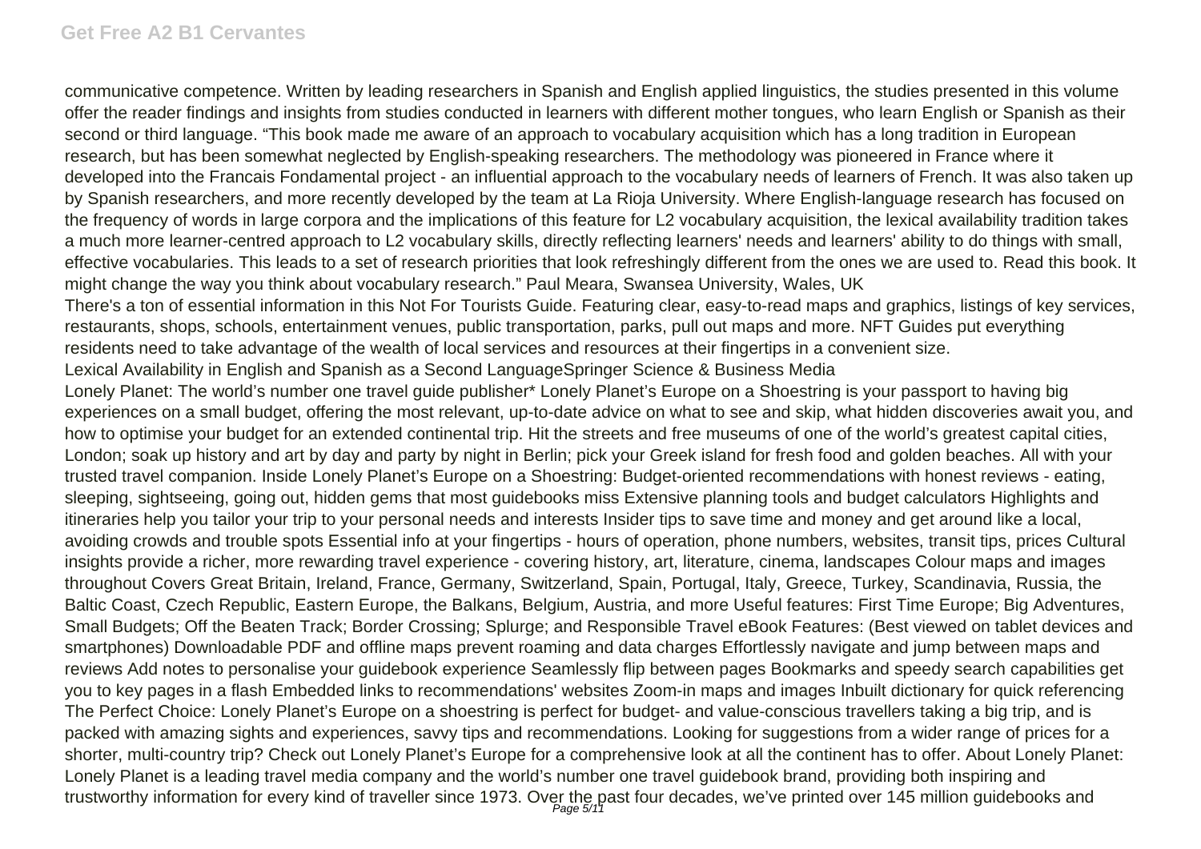communicative competence. Written by leading researchers in Spanish and English applied linguistics, the studies presented in this volume offer the reader findings and insights from studies conducted in learners with different mother tongues, who learn English or Spanish as their second or third language. "This book made me aware of an approach to vocabulary acquisition which has a long tradition in European research, but has been somewhat neglected by English-speaking researchers. The methodology was pioneered in France where it developed into the Francais Fondamental project - an influential approach to the vocabulary needs of learners of French. It was also taken up by Spanish researchers, and more recently developed by the team at La Rioja University. Where English-language research has focused on the frequency of words in large corpora and the implications of this feature for L2 vocabulary acquisition, the lexical availability tradition takes a much more learner-centred approach to L2 vocabulary skills, directly reflecting learners' needs and learners' ability to do things with small, effective vocabularies. This leads to a set of research priorities that look refreshingly different from the ones we are used to. Read this book. It might change the way you think about vocabulary research." Paul Meara, Swansea University, Wales, UK

There's a ton of essential information in this Not For Tourists Guide. Featuring clear, easy-to-read maps and graphics, listings of key services, restaurants, shops, schools, entertainment venues, public transportation, parks, pull out maps and more. NFT Guides put everything residents need to take advantage of the wealth of local services and resources at their fingertips in a convenient size.

Lexical Availability in English and Spanish as a Second LanguageSpringer Science & Business Media

Lonely Planet: The world's number one travel guide publisher* Lonely Planet's Europe on a Shoestring is your passport to having big experiences on a small budget, offering the most relevant, up-to-date advice on what to see and skip, what hidden discoveries await you, and how to optimise your budget for an extended continental trip. Hit the streets and free museums of one of the world's greatest capital cities, London; soak up history and art by day and party by night in Berlin; pick your Greek island for fresh food and golden beaches. All with your trusted travel companion. Inside Lonely Planet's Europe on a Shoestring: Budget-oriented recommendations with honest reviews - eating, sleeping, sightseeing, going out, hidden gems that most guidebooks miss Extensive planning tools and budget calculators Highlights and itineraries help you tailor your trip to your personal needs and interests Insider tips to save time and money and get around like a local, avoiding crowds and trouble spots Essential info at your fingertips - hours of operation, phone numbers, websites, transit tips, prices Cultural insights provide a richer, more rewarding travel experience - covering history, art, literature, cinema, landscapes Colour maps and images throughout Covers Great Britain, Ireland, France, Germany, Switzerland, Spain, Portugal, Italy, Greece, Turkey, Scandinavia, Russia, the Baltic Coast, Czech Republic, Eastern Europe, the Balkans, Belgium, Austria, and more Useful features: First Time Europe; Big Adventures, Small Budgets; Off the Beaten Track; Border Crossing; Splurge; and Responsible Travel eBook Features: (Best viewed on tablet devices and smartphones) Downloadable PDF and offline maps prevent roaming and data charges Effortlessly navigate and jump between maps and reviews Add notes to personalise your guidebook experience Seamlessly flip between pages Bookmarks and speedy search capabilities get you to key pages in a flash Embedded links to recommendations' websites Zoom-in maps and images Inbuilt dictionary for quick referencing The Perfect Choice: Lonely Planet's Europe on a shoestring is perfect for budget- and value-conscious travellers taking a big trip, and is packed with amazing sights and experiences, savvy tips and recommendations. Looking for suggestions from a wider range of prices for a shorter, multi-country trip? Check out Lonely Planet's Europe for a comprehensive look at all the continent has to offer. About Lonely Planet: Lonely Planet is a leading travel media company and the world's number one travel guidebook brand, providing both inspiring and trustworthy information for every kind of traveller since 1973. Over the past four decades, we've printed over 145 million guidebooks and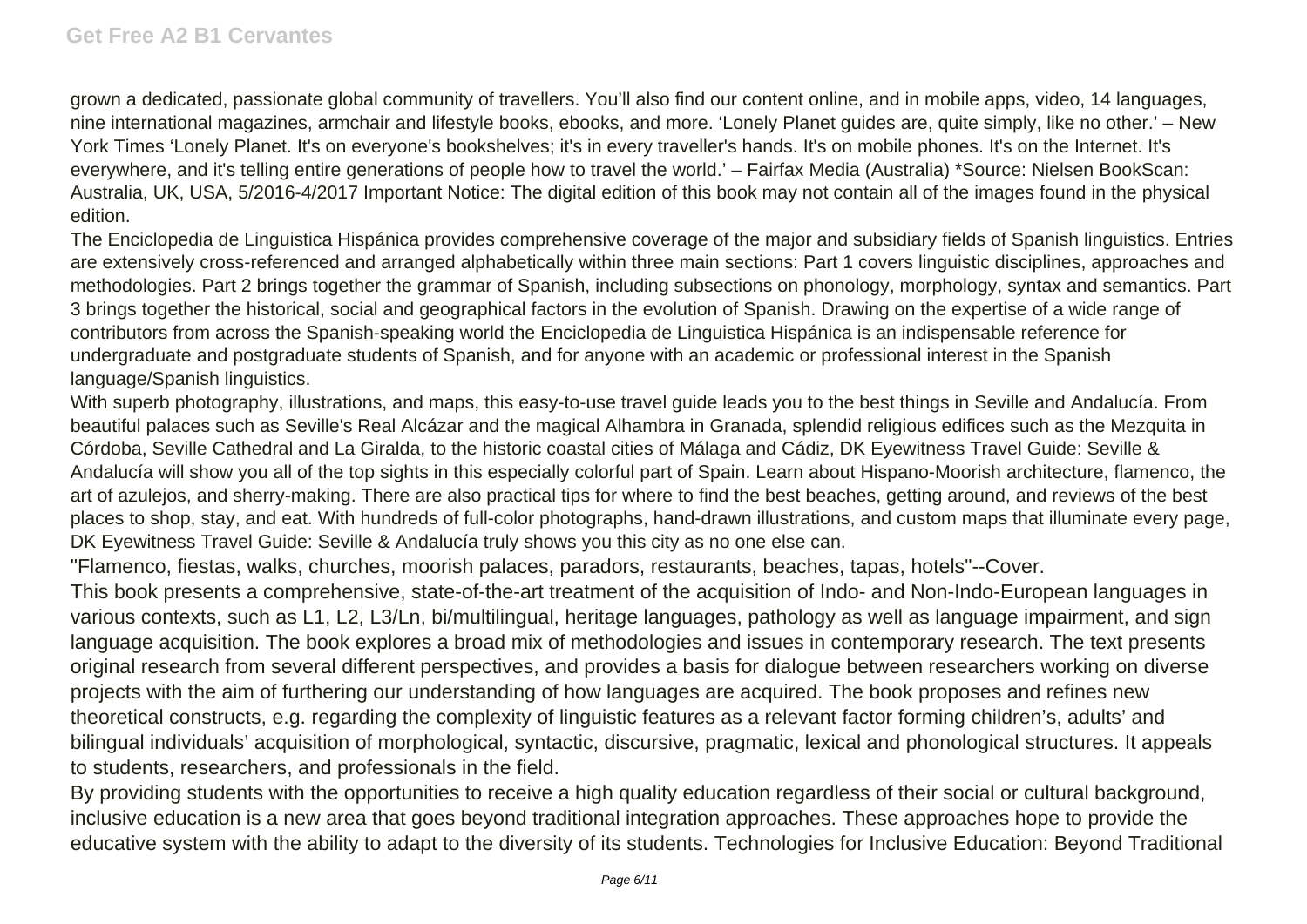grown a dedicated, passionate global community of travellers. You'll also find our content online, and in mobile apps, video, 14 languages, nine international magazines, armchair and lifestyle books, ebooks, and more. 'Lonely Planet guides are, quite simply, like no other.' – New York Times 'Lonely Planet. It's on everyone's bookshelves; it's in every traveller's hands. It's on mobile phones. It's on the Internet. It's everywhere, and it's telling entire generations of people how to travel the world.' – Fairfax Media (Australia) *Source: Nielsen BookScan: Australia, UK, USA, 5/2016-4/2017 Important Notice: The digital edition of this book may not contain all of the images found in the physical edition.

The Enciclopedia de Linguistica Hispánica provides comprehensive coverage of the major and subsidiary fields of Spanish linguistics. Entries are extensively cross-referenced and arranged alphabetically within three main sections: Part 1 covers linguistic disciplines, approaches and methodologies. Part 2 brings together the grammar of Spanish, including subsections on phonology, morphology, syntax and semantics. Part 3 brings together the historical, social and geographical factors in the evolution of Spanish. Drawing on the expertise of a wide range of contributors from across the Spanish-speaking world the Enciclopedia de Linguistica Hispánica is an indispensable reference for undergraduate and postgraduate students of Spanish, and for anyone with an academic or professional interest in the Spanish language/Spanish linguistics.

With superb photography, illustrations, and maps, this easy-to-use travel guide leads you to the best things in Seville and Andalucía. From beautiful palaces such as Seville's Real Alcázar and the magical Alhambra in Granada, splendid religious edifices such as the Mezquita in Córdoba, Seville Cathedral and La Giralda, to the historic coastal cities of Málaga and Cádiz, DK Eyewitness Travel Guide: Seville & Andalucía will show you all of the top sights in this especially colorful part of Spain. Learn about Hispano-Moorish architecture, flamenco, the art of azulejos, and sherry-making. There are also practical tips for where to find the best beaches, getting around, and reviews of the best places to shop, stay, and eat. With hundreds of full-color photographs, hand-drawn illustrations, and custom maps that illuminate every page, DK Eyewitness Travel Guide: Seville & Andalucía truly shows you this city as no one else can.

"Flamenco, fiestas, walks, churches, moorish palaces, paradors, restaurants, beaches, tapas, hotels"--Cover.

This book presents a comprehensive, state-of-the-art treatment of the acquisition of Indo- and Non-Indo-European languages in various contexts, such as L1, L2, L3/Ln, bi/multilingual, heritage languages, pathology as well as language impairment, and sign language acquisition. The book explores a broad mix of methodologies and issues in contemporary research. The text presents original research from several different perspectives, and provides a basis for dialogue between researchers working on diverse projects with the aim of furthering our understanding of how languages are acquired. The book proposes and refines new theoretical constructs, e.g. regarding the complexity of linguistic features as a relevant factor forming children's, adults' and bilingual individuals' acquisition of morphological, syntactic, discursive, pragmatic, lexical and phonological structures. It appeals to students, researchers, and professionals in the field.

By providing students with the opportunities to receive a high quality education regardless of their social or cultural background, inclusive education is a new area that goes beyond traditional integration approaches. These approaches hope to provide the educative system with the ability to adapt to the diversity of its students. Technologies for Inclusive Education: Beyond Traditional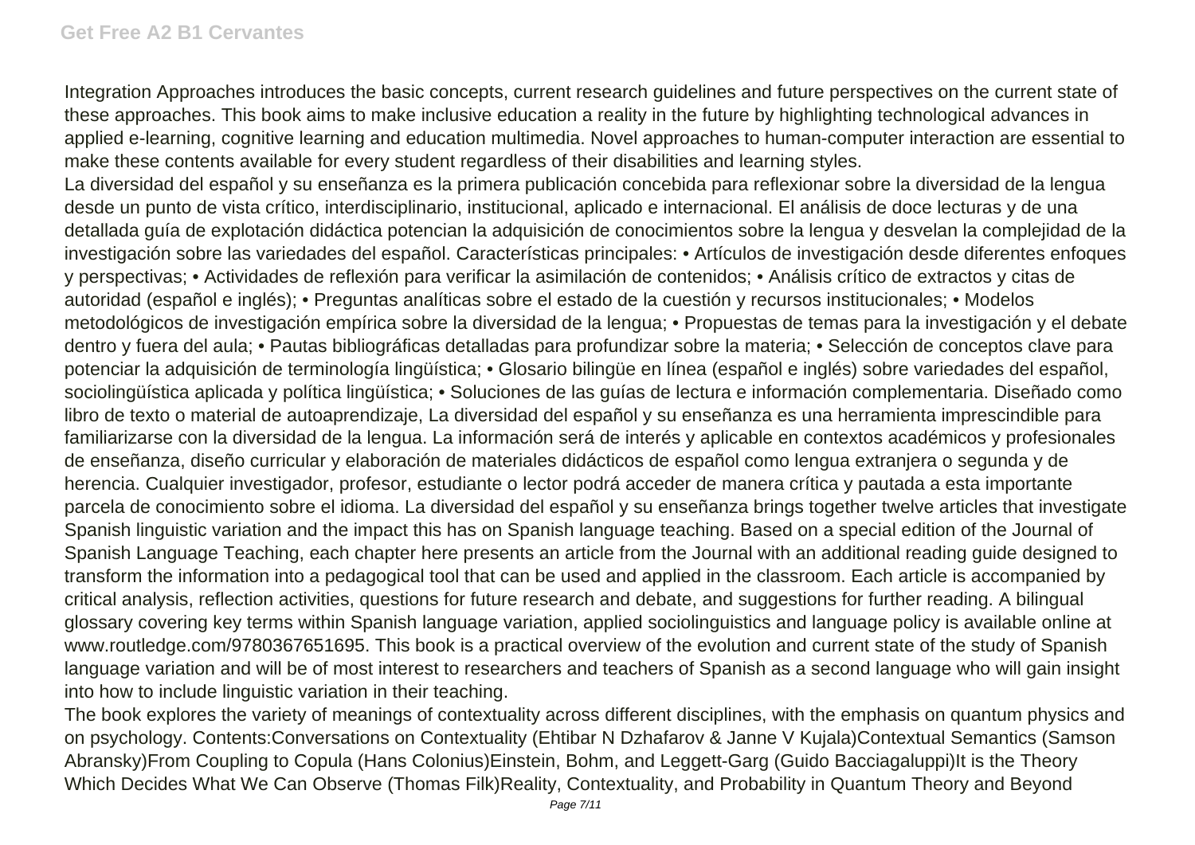Integration Approaches introduces the basic concepts, current research guidelines and future perspectives on the current state of these approaches. This book aims to make inclusive education a reality in the future by highlighting technological advances in applied e-learning, cognitive learning and education multimedia. Novel approaches to human-computer interaction are essential to make these contents available for every student regardless of their disabilities and learning styles.

La diversidad del español y su enseñanza es la primera publicación concebida para reflexionar sobre la diversidad de la lengua desde un punto de vista crítico, interdisciplinario, institucional, aplicado e internacional. El análisis de doce lecturas y de una detallada guía de explotación didáctica potencian la adquisición de conocimientos sobre la lengua y desvelan la complejidad de la investigación sobre las variedades del español. Características principales: • Artículos de investigación desde diferentes enfoques y perspectivas; • Actividades de reflexión para verificar la asimilación de contenidos; • Análisis crítico de extractos y citas de autoridad (español e inglés); • Preguntas analíticas sobre el estado de la cuestión y recursos institucionales; • Modelos metodológicos de investigación empírica sobre la diversidad de la lengua; • Propuestas de temas para la investigación y el debate dentro y fuera del aula; • Pautas bibliográficas detalladas para profundizar sobre la materia; • Selección de conceptos clave para potenciar la adquisición de terminología lingüística; • Glosario bilingüe en línea (español e inglés) sobre variedades del español, sociolingüística aplicada y política lingüística; • Soluciones de las guías de lectura e información complementaria. Diseñado como libro de texto o material de autoaprendizaje, La diversidad del español y su enseñanza es una herramienta imprescindible para familiarizarse con la diversidad de la lengua. La información será de interés y aplicable en contextos académicos y profesionales de enseñanza, diseño curricular y elaboración de materiales didácticos de español como lengua extranjera o segunda y de herencia. Cualquier investigador, profesor, estudiante o lector podrá acceder de manera crítica y pautada a esta importante parcela de conocimiento sobre el idioma. La diversidad del español y su enseñanza brings together twelve articles that investigate Spanish linguistic variation and the impact this has on Spanish language teaching. Based on a special edition of the Journal of Spanish Language Teaching, each chapter here presents an article from the Journal with an additional reading guide designed to transform the information into a pedagogical tool that can be used and applied in the classroom. Each article is accompanied by critical analysis, reflection activities, questions for future research and debate, and suggestions for further reading. A bilingual glossary covering key terms within Spanish language variation, applied sociolinguistics and language policy is available online at www.routledge.com/9780367651695. This book is a practical overview of the evolution and current state of the study of Spanish language variation and will be of most interest to researchers and teachers of Spanish as a second language who will gain insight into how to include linguistic variation in their teaching.

The book explores the variety of meanings of contextuality across different disciplines, with the emphasis on quantum physics and on psychology. Contents:Conversations on Contextuality (Ehtibar N Dzhafarov & Janne V Kujala)Contextual Semantics (Samson Abransky)From Coupling to Copula (Hans Colonius)Einstein, Bohm, and Leggett-Garg (Guido Bacciagaluppi)It is the Theory Which Decides What We Can Observe (Thomas Filk)Reality, Contextuality, and Probability in Quantum Theory and Beyond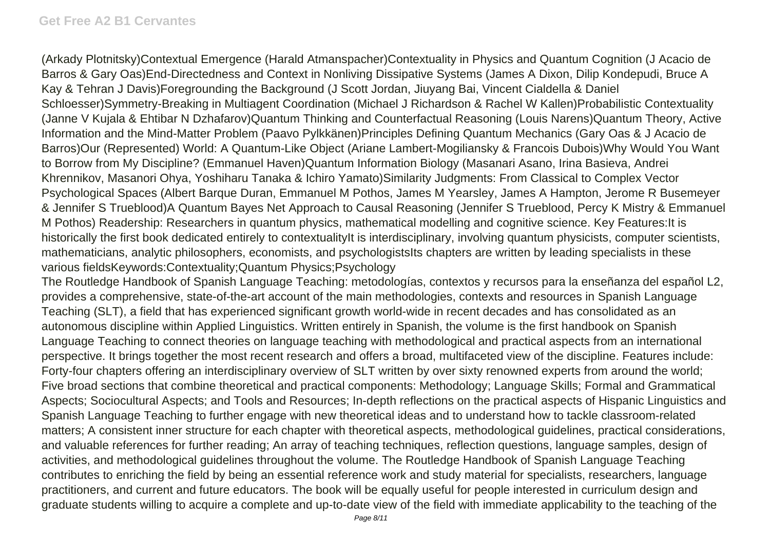(Arkady Plotnitsky)Contextual Emergence (Harald Atmanspacher)Contextuality in Physics and Quantum Cognition (J Acacio de Barros & Gary Oas)End-Directedness and Context in Nonliving Dissipative Systems (James A Dixon, Dilip Kondepudi, Bruce A Kay & Tehran J Davis)Foregrounding the Background (J Scott Jordan, Jiuyang Bai, Vincent Cialdella & Daniel Schloesser)Symmetry-Breaking in Multiagent Coordination (Michael J Richardson & Rachel W Kallen)Probabilistic Contextuality (Janne V Kujala & Ehtibar N Dzhafarov)Quantum Thinking and Counterfactual Reasoning (Louis Narens)Quantum Theory, Active Information and the Mind-Matter Problem (Paavo Pylkkänen)Principles Defining Quantum Mechanics (Gary Oas & J Acacio de Barros)Our (Represented) World: A Quantum-Like Object (Ariane Lambert-Mogiliansky & Francois Dubois)Why Would You Want to Borrow from My Discipline? (Emmanuel Haven)Quantum Information Biology (Masanari Asano, Irina Basieva, Andrei Khrennikov, Masanori Ohya, Yoshiharu Tanaka & Ichiro Yamato)Similarity Judgments: From Classical to Complex Vector Psychological Spaces (Albert Barque Duran, Emmanuel M Pothos, James M Yearsley, James A Hampton, Jerome R Busemeyer & Jennifer S Trueblood)A Quantum Bayes Net Approach to Causal Reasoning (Jennifer S Trueblood, Percy K Mistry & Emmanuel M Pothos) Readership: Researchers in quantum physics, mathematical modelling and cognitive science. Key Features:It is historically the first book dedicated entirely to contextualityIt is interdisciplinary, involving quantum physicists, computer scientists, mathematicians, analytic philosophers, economists, and psychologistsIts chapters are written by leading specialists in these various fieldsKeywords:Contextuality;Quantum Physics;Psychology

The Routledge Handbook of Spanish Language Teaching: metodologías, contextos y recursos para la enseñanza del español L2, provides a comprehensive, state-of-the-art account of the main methodologies, contexts and resources in Spanish Language Teaching (SLT), a field that has experienced significant growth world-wide in recent decades and has consolidated as an autonomous discipline within Applied Linguistics. Written entirely in Spanish, the volume is the first handbook on Spanish Language Teaching to connect theories on language teaching with methodological and practical aspects from an international perspective. It brings together the most recent research and offers a broad, multifaceted view of the discipline. Features include: Forty-four chapters offering an interdisciplinary overview of SLT written by over sixty renowned experts from around the world; Five broad sections that combine theoretical and practical components: Methodology; Language Skills; Formal and Grammatical Aspects; Sociocultural Aspects; and Tools and Resources; In-depth reflections on the practical aspects of Hispanic Linguistics and Spanish Language Teaching to further engage with new theoretical ideas and to understand how to tackle classroom-related matters; A consistent inner structure for each chapter with theoretical aspects, methodological guidelines, practical considerations, and valuable references for further reading; An array of teaching techniques, reflection questions, language samples, design of activities, and methodological guidelines throughout the volume. The Routledge Handbook of Spanish Language Teaching contributes to enriching the field by being an essential reference work and study material for specialists, researchers, language practitioners, and current and future educators. The book will be equally useful for people interested in curriculum design and graduate students willing to acquire a complete and up-to-date view of the field with immediate applicability to the teaching of the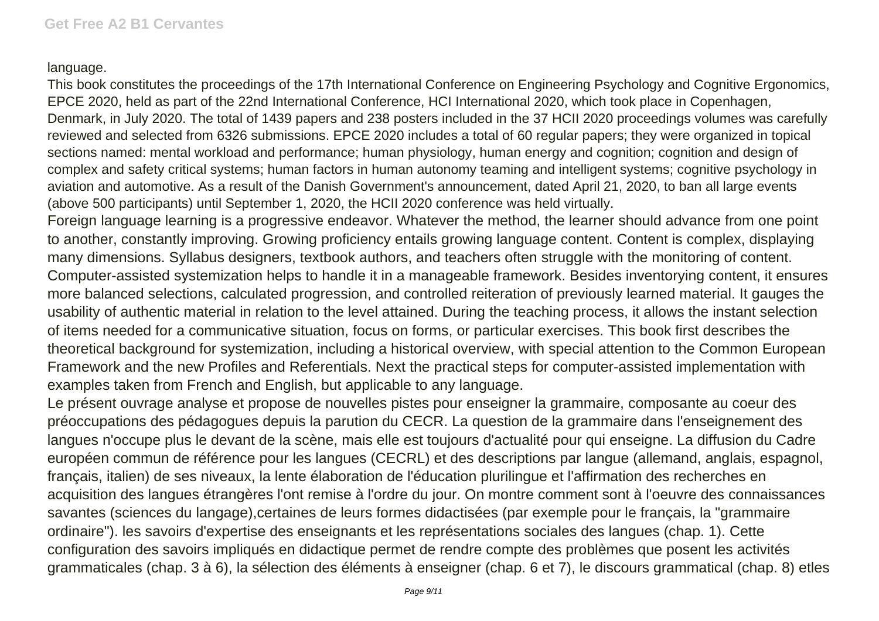language.

This book constitutes the proceedings of the 17th International Conference on Engineering Psychology and Cognitive Ergonomics, EPCE 2020, held as part of the 22nd International Conference, HCI International 2020, which took place in Copenhagen, Denmark, in July 2020. The total of 1439 papers and 238 posters included in the 37 HCII 2020 proceedings volumes was carefully reviewed and selected from 6326 submissions. EPCE 2020 includes a total of 60 regular papers; they were organized in topical sections named: mental workload and performance; human physiology, human energy and cognition; cognition and design of complex and safety critical systems; human factors in human autonomy teaming and intelligent systems; cognitive psychology in aviation and automotive. As a result of the Danish Government's announcement, dated April 21, 2020, to ban all large events (above 500 participants) until September 1, 2020, the HCII 2020 conference was held virtually.

Foreign language learning is a progressive endeavor. Whatever the method, the learner should advance from one point to another, constantly improving. Growing proficiency entails growing language content. Content is complex, displaying many dimensions. Syllabus designers, textbook authors, and teachers often struggle with the monitoring of content. Computer-assisted systemization helps to handle it in a manageable framework. Besides inventorying content, it ensures more balanced selections, calculated progression, and controlled reiteration of previously learned material. It gauges the usability of authentic material in relation to the level attained. During the teaching process, it allows the instant selection of items needed for a communicative situation, focus on forms, or particular exercises. This book first describes the theoretical background for systemization, including a historical overview, with special attention to the Common European Framework and the new Profiles and Referentials. Next the practical steps for computer-assisted implementation with examples taken from French and English, but applicable to any language.

Le présent ouvrage analyse et propose de nouvelles pistes pour enseigner la grammaire, composante au coeur des préoccupations des pédagogues depuis la parution du CECR. La question de la grammaire dans l'enseignement des langues n'occupe plus le devant de la scène, mais elle est toujours d'actualité pour qui enseigne. La diffusion du Cadre européen commun de référence pour les langues (CECRL) et des descriptions par langue (allemand, anglais, espagnol, français, italien) de ses niveaux, la lente élaboration de l'éducation plurilingue et l'affirmation des recherches en acquisition des langues étrangères l'ont remise à l'ordre du jour. On montre comment sont à l'oeuvre des connaissances savantes (sciences du langage),certaines de leurs formes didactisées (par exemple pour le français, la "grammaire ordinaire"). les savoirs d'expertise des enseignants et les représentations sociales des langues (chap. 1). Cette configuration des savoirs impliqués en didactique permet de rendre compte des problèmes que posent les activités grammaticales (chap. 3 à 6), la sélection des éléments à enseigner (chap. 6 et 7), le discours grammatical (chap. 8) etles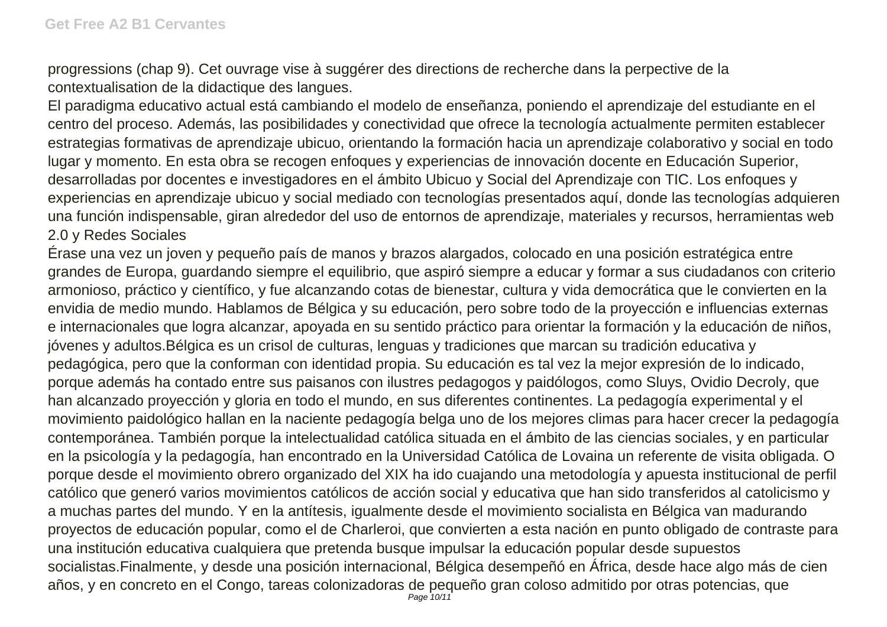progressions (chap 9). Cet ouvrage vise à suggérer des directions de recherche dans la perpective de la contextualisation de la didactique des langues.

El paradigma educativo actual está cambiando el modelo de enseñanza, poniendo el aprendizaje del estudiante en el centro del proceso. Además, las posibilidades y conectividad que ofrece la tecnología actualmente permiten establecer estrategias formativas de aprendizaje ubicuo, orientando la formación hacia un aprendizaje colaborativo y social en todo lugar y momento. En esta obra se recogen enfoques y experiencias de innovación docente en Educación Superior, desarrolladas por docentes e investigadores en el ámbito Ubicuo y Social del Aprendizaje con TIC. Los enfoques y experiencias en aprendizaje ubicuo y social mediado con tecnologías presentados aquí, donde las tecnologías adquieren una función indispensable, giran alrededor del uso de entornos de aprendizaje, materiales y recursos, herramientas web 2.0 y Redes Sociales

Érase una vez un joven y pequeño país de manos y brazos alargados, colocado en una posición estratégica entre grandes de Europa, guardando siempre el equilibrio, que aspiró siempre a educar y formar a sus ciudadanos con criterio armonioso, práctico y científico, y fue alcanzando cotas de bienestar, cultura y vida democrática que le convierten en la envidia de medio mundo. Hablamos de Bélgica y su educación, pero sobre todo de la proyección e influencias externas e internacionales que logra alcanzar, apoyada en su sentido práctico para orientar la formación y la educación de niños, jóvenes y adultos.Bélgica es un crisol de culturas, lenguas y tradiciones que marcan su tradición educativa y pedagógica, pero que la conforman con identidad propia. Su educación es tal vez la mejor expresión de lo indicado, porque además ha contado entre sus paisanos con ilustres pedagogos y paidólogos, como Sluys, Ovidio Decroly, que han alcanzado proyección y gloria en todo el mundo, en sus diferentes continentes. La pedagogía experimental y el movimiento paidológico hallan en la naciente pedagogía belga uno de los mejores climas para hacer crecer la pedagogía contemporánea. También porque la intelectualidad católica situada en el ámbito de las ciencias sociales, y en particular en la psicología y la pedagogía, han encontrado en la Universidad Católica de Lovaina un referente de visita obligada. O porque desde el movimiento obrero organizado del XIX ha ido cuajando una metodología y apuesta institucional de perfil católico que generó varios movimientos católicos de acción social y educativa que han sido transferidos al catolicismo y a muchas partes del mundo. Y en la antítesis, igualmente desde el movimiento socialista en Bélgica van madurando proyectos de educación popular, como el de Charleroi, que convierten a esta nación en punto obligado de contraste para una institución educativa cualquiera que pretenda busque impulsar la educación popular desde supuestos socialistas.Finalmente, y desde una posición internacional, Bélgica desempeñó en África, desde hace algo más de cien años, y en concreto en el Congo, tareas colonizadoras de pequeño gran coloso admitido por otras potencias, que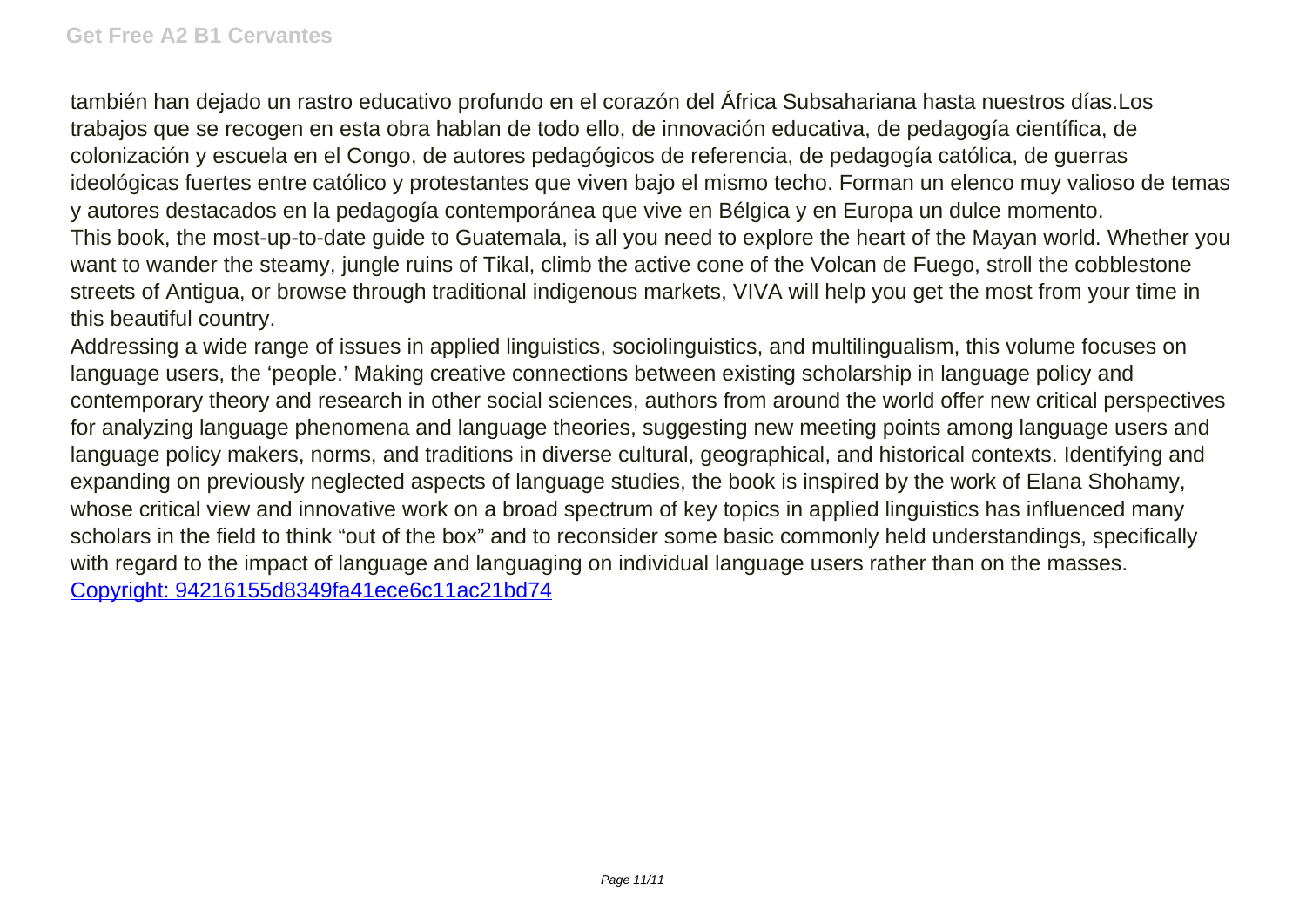también han dejado un rastro educativo profundo en el corazón del África Subsahariana hasta nuestros días.Los trabajos que se recogen en esta obra hablan de todo ello, de innovación educativa, de pedagogía científica, de colonización y escuela en el Congo, de autores pedagógicos de referencia, de pedagogía católica, de guerras ideológicas fuertes entre católico y protestantes que viven bajo el mismo techo. Forman un elenco muy valioso de temas y autores destacados en la pedagogía contemporánea que vive en Bélgica y en Europa un dulce momento.

This book, the most-up-to-date guide to Guatemala, is all you need to explore the heart of the Mayan world. Whether you want to wander the steamy, jungle ruins of Tikal, climb the active cone of the Volcan de Fuego, stroll the cobblestone streets of Antigua, or browse through traditional indigenous markets, VIVA will help you get the most from your time in this beautiful country.

Addressing a wide range of issues in applied linguistics, sociolinguistics, and multilingualism, this volume focuses on language users, the 'people.' Making creative connections between existing scholarship in language policy and contemporary theory and research in other social sciences, authors from around the world offer new critical perspectives for analyzing language phenomena and language theories, suggesting new meeting points among language users and language policy makers, norms, and traditions in diverse cultural, geographical, and historical contexts. Identifying and expanding on previously neglected aspects of language studies, the book is inspired by the work of Elana Shohamy, whose critical view and innovative work on a broad spectrum of key topics in applied linguistics has influenced many scholars in the field to think "out of the box" and to reconsider some basic commonly held understandings, specifically with regard to the impact of language and languaging on individual language users rather than on the masses.

Copyright: 94216155d8349fa41ece6c11ac21bd74